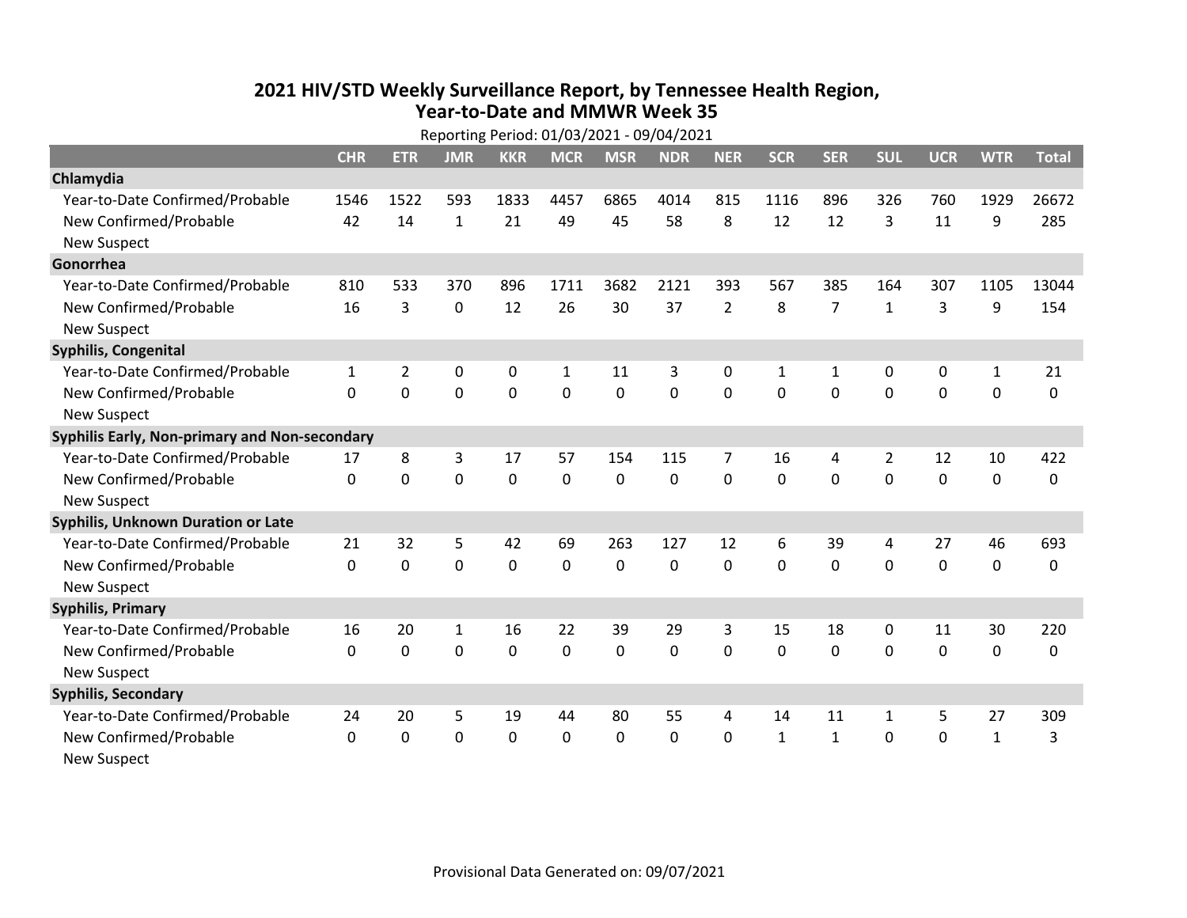## 2021 HIV/STD Weekly Surveillance Report, by Tennessee Health Region, Year-to-Date and MMWR Week 35

Reporting Period: 01/03/2021 - 09/04/2021

| | CHR | ETR | JMR | KKR | MCR | MSR | NDR | NER | SCR | SER | SUL | UCR | WTR | Total |
|---|---|---|---|---|---|---|---|---|---|---|---|---|---|---|
| **Chlamydia** | | | | | | | | | | | | | | |
| Year-to-Date Confirmed/Probable | 1546 | 1522 | 593 | 1833 | 4457 | 6865 | 4014 | 815 | 1116 | 896 | 326 | 760 | 1929 | 26672 |
| New Confirmed/Probable | 42 | 14 | 1 | 21 | 49 | 45 | 58 | 8 | 12 | 12 | 3 | 11 | 9 | 285 |
| New Suspect | | | | | | | | | | | | | | |
| **Gonorrhea** | | | | | | | | | | | | | | |
| Year-to-Date Confirmed/Probable | 810 | 533 | 370 | 896 | 1711 | 3682 | 2121 | 393 | 567 | 385 | 164 | 307 | 1105 | 13044 |
| New Confirmed/Probable | 16 | 3 | 0 | 12 | 26 | 30 | 37 | 2 | 8 | 7 | 1 | 3 | 9 | 154 |
| New Suspect | | | | | | | | | | | | | | |
| **Syphilis, Congenital** | | | | | | | | | | | | | | |
| Year-to-Date Confirmed/Probable | 1 | 2 | 0 | 0 | 1 | 11 | 3 | 0 | 1 | 1 | 0 | 0 | 1 | 21 |
| New Confirmed/Probable | 0 | 0 | 0 | 0 | 0 | 0 | 0 | 0 | 0 | 0 | 0 | 0 | 0 | 0 |
| New Suspect | | | | | | | | | | | | | | |
| **Syphilis Early, Non-primary and Non-secondary** | | | | | | | | | | | | | | |
| Year-to-Date Confirmed/Probable | 17 | 8 | 3 | 17 | 57 | 154 | 115 | 7 | 16 | 4 | 2 | 12 | 10 | 422 |
| New Confirmed/Probable | 0 | 0 | 0 | 0 | 0 | 0 | 0 | 0 | 0 | 0 | 0 | 0 | 0 | 0 |
| New Suspect | | | | | | | | | | | | | | |
| **Syphilis, Unknown Duration or Late** | | | | | | | | | | | | | | |
| Year-to-Date Confirmed/Probable | 21 | 32 | 5 | 42 | 69 | 263 | 127 | 12 | 6 | 39 | 4 | 27 | 46 | 693 |
| New Confirmed/Probable | 0 | 0 | 0 | 0 | 0 | 0 | 0 | 0 | 0 | 0 | 0 | 0 | 0 | 0 |
| New Suspect | | | | | | | | | | | | | | |
| **Syphilis, Primary** | | | | | | | | | | | | | | |
| Year-to-Date Confirmed/Probable | 16 | 20 | 1 | 16 | 22 | 39 | 29 | 3 | 15 | 18 | 0 | 11 | 30 | 220 |
| New Confirmed/Probable | 0 | 0 | 0 | 0 | 0 | 0 | 0 | 0 | 0 | 0 | 0 | 0 | 0 | 0 |
| New Suspect | | | | | | | | | | | | | | |
| **Syphilis, Secondary** | | | | | | | | | | | | | | |
| Year-to-Date Confirmed/Probable | 24 | 20 | 5 | 19 | 44 | 80 | 55 | 4 | 14 | 11 | 1 | 5 | 27 | 309 |
| New Confirmed/Probable | 0 | 0 | 0 | 0 | 0 | 0 | 0 | 0 | 1 | 1 | 0 | 0 | 1 | 3 |
| New Suspect | | | | | | | | | | | | | | |

Provisional Data Generated on: 09/07/2021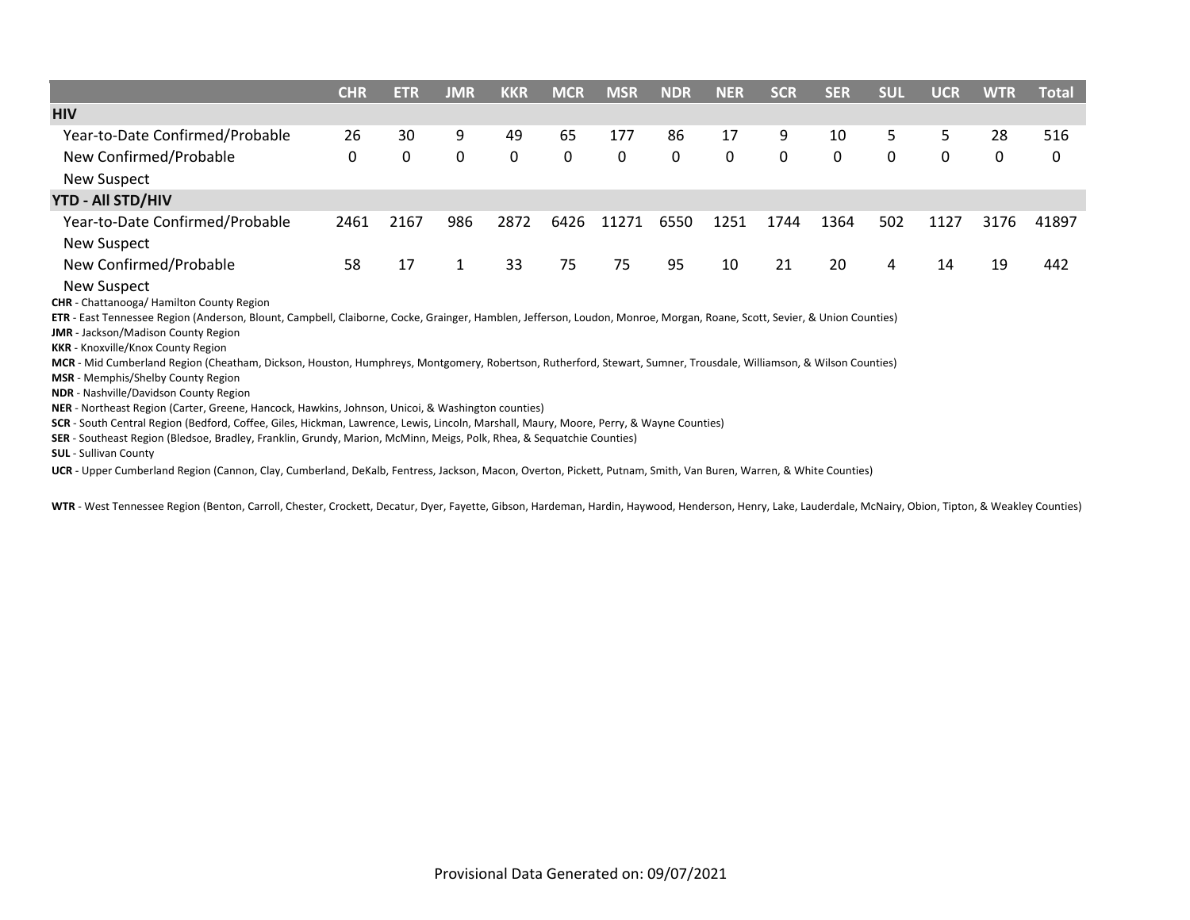| | CHR | ETR | JMR | KKR | MCR | MSR | NDR | NER | SCR | SER | SUL | UCR | WTR | Total |
|---|---|---|---|---|---|---|---|---|---|---|---|---|---|---|
| **HIV** | | | | | | | | | | | | | | |
| Year-to-Date Confirmed/Probable | 26 | 30 | 9 | 49 | 65 | 177 | 86 | 17 | 9 | 10 | 5 | 5 | 28 | 516 |
| New Confirmed/Probable | 0 | 0 | 0 | 0 | 0 | 0 | 0 | 0 | 0 | 0 | 0 | 0 | 0 | 0 |
| New Suspect | | | | | | | | | | | | | | |
| **YTD - All STD/HIV** | | | | | | | | | | | | | | |
| Year-to-Date Confirmed/Probable | 2461 | 2167 | 986 | 2872 | 6426 | 11271 | 6550 | 1251 | 1744 | 1364 | 502 | 1127 | 3176 | 41897 |
| New Suspect | | | | | | | | | | | | | | |
| New Confirmed/Probable | 58 | 17 | 1 | 33 | 75 | 75 | 95 | 10 | 21 | 20 | 4 | 14 | 19 | 442 |
| New Suspect | | | | | | | | | | | | | | |

**CHR** - Chattanooga/ Hamilton County Region

**ETR** - East Tennessee Region (Anderson, Blount, Campbell, Claiborne, Cocke, Grainger, Hamblen, Jefferson, Loudon, Monroe, Morgan, Roane, Scott, Sevier, & Union Counties)

**JMR** - Jackson/Madison County Region

**KKR** - Knoxville/Knox County Region

**MCR** - Mid Cumberland Region (Cheatham, Dickson, Houston, Humphreys, Montgomery, Robertson, Rutherford, Stewart, Sumner, Trousdale, Williamson, & Wilson Counties)

**MSR** - Memphis/Shelby County Region

**NDR** - Nashville/Davidson County Region

**NER** - Northeast Region (Carter, Greene, Hancock, Hawkins, Johnson, Unicoi, & Washington counties)

**SCR** - South Central Region (Bedford, Coffee, Giles, Hickman, Lawrence, Lewis, Lincoln, Marshall, Maury, Moore, Perry, & Wayne Counties)

**SER** - Southeast Region (Bledsoe, Bradley, Franklin, Grundy, Marion, McMinn, Meigs, Polk, Rhea, & Sequatchie Counties)

**SUL** - Sullivan County

**UCR** - Upper Cumberland Region (Cannon, Clay, Cumberland, DeKalb, Fentress, Jackson, Macon, Overton, Pickett, Putnam, Smith, Van Buren, Warren, & White Counties)

**WTR** - West Tennessee Region (Benton, Carroll, Chester, Crockett, Decatur, Dyer, Fayette, Gibson, Hardeman, Hardin, Haywood, Henderson, Henry, Lake, Lauderdale, McNairy, Obion, Tipton, & Weakley Counties)

Provisional Data Generated on: 09/07/2021